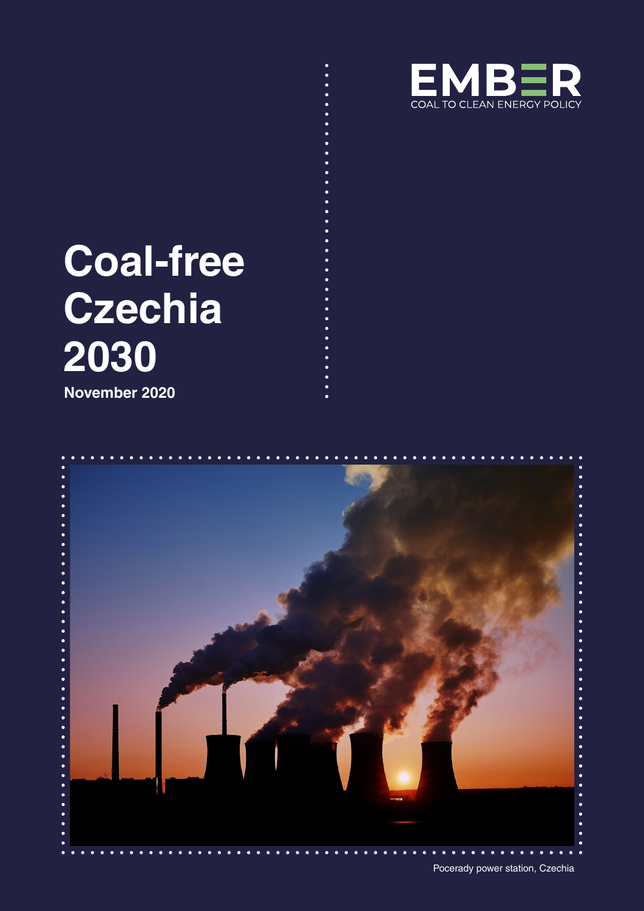EMBER

COAL TO CLEAN ENERGY POLICY

# Coal-free Czechia 2030

**November 2020**

Pocerady power station, Czechia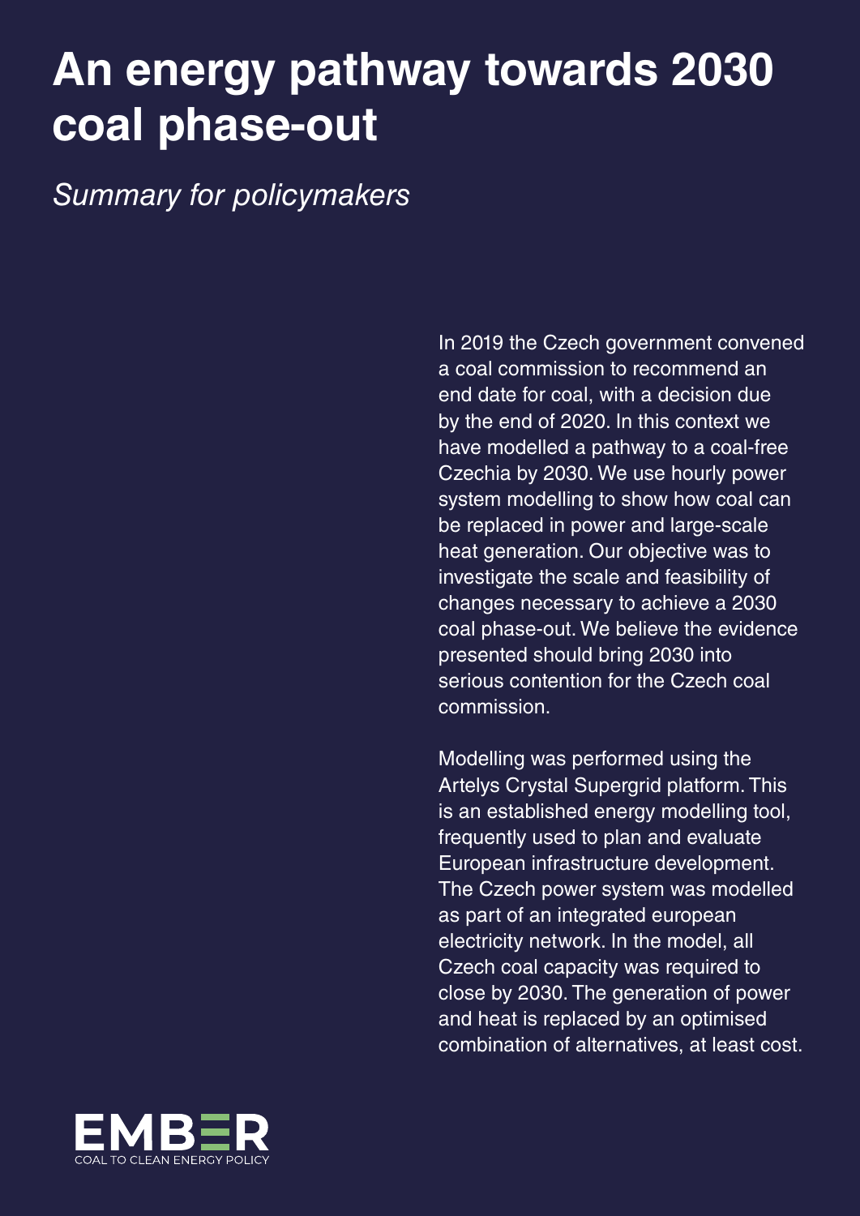# An energy pathway towards 2030 coal phase-out

*Summary for policymakers*

In 2019 the Czech government convened a coal commission to recommend an end date for coal, with a decision due by the end of 2020. In this context we have modelled a pathway to a coal-free Czechia by 2030. We use hourly power system modelling to show how coal can be replaced in power and large-scale heat generation. Our objective was to investigate the scale and feasibility of changes necessary to achieve a 2030 coal phase-out. We believe the evidence presented should bring 2030 into serious contention for the Czech coal commission.

Modelling was performed using the Artelys Crystal Supergrid platform. This is an established energy modelling tool, frequently used to plan and evaluate European infrastructure development. The Czech power system was modelled as part of an integrated european electricity network. In the model, all Czech coal capacity was required to close by 2030. The generation of power and heat is replaced by an optimised combination of alternatives, at least cost.

EMBER
COAL TO CLEAN ENERGY POLICY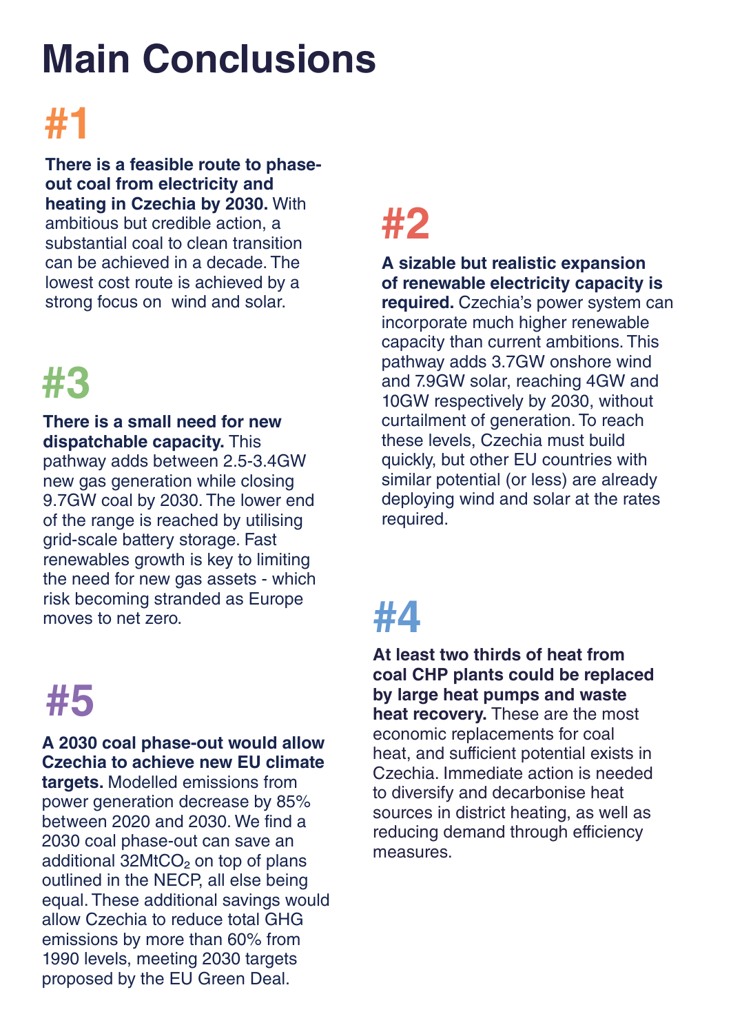# Main Conclusions

## #1

**There is a feasible route to phase-out coal from electricity and heating in Czechia by 2030.** With ambitious but credible action, a substantial coal to clean transition can be achieved in a decade. The lowest cost route is achieved by a strong focus on wind and solar.

## #2

**A sizable but realistic expansion of renewable electricity capacity is required.** Czechia's power system can incorporate much higher renewable capacity than current ambitions. This pathway adds 3.7GW onshore wind and 7.9GW solar, reaching 4GW and 10GW respectively by 2030, without curtailment of generation. To reach these levels, Czechia must build quickly, but other EU countries with similar potential (or less) are already deploying wind and solar at the rates required.

## #3

**There is a small need for new dispatchable capacity.** This pathway adds between 2.5-3.4GW new gas generation while closing 9.7GW coal by 2030. The lower end of the range is reached by utilising grid-scale battery storage. Fast renewables growth is key to limiting the need for new gas assets - which risk becoming stranded as Europe moves to net zero.

## #4

**At least two thirds of heat from coal CHP plants could be replaced by large heat pumps and waste heat recovery.** These are the most economic replacements for coal heat, and sufficient potential exists in Czechia. Immediate action is needed to diversify and decarbonise heat sources in district heating, as well as reducing demand through efficiency measures.

## #5

**A 2030 coal phase-out would allow Czechia to achieve new EU climate targets.** Modelled emissions from power generation decrease by 85% between 2020 and 2030. We find a 2030 coal phase-out can save an additional 32Mt$CO_2$ on top of plans outlined in the NECP, all else being equal. These additional savings would allow Czechia to reduce total GHG emissions by more than 60% from 1990 levels, meeting 2030 targets proposed by the EU Green Deal.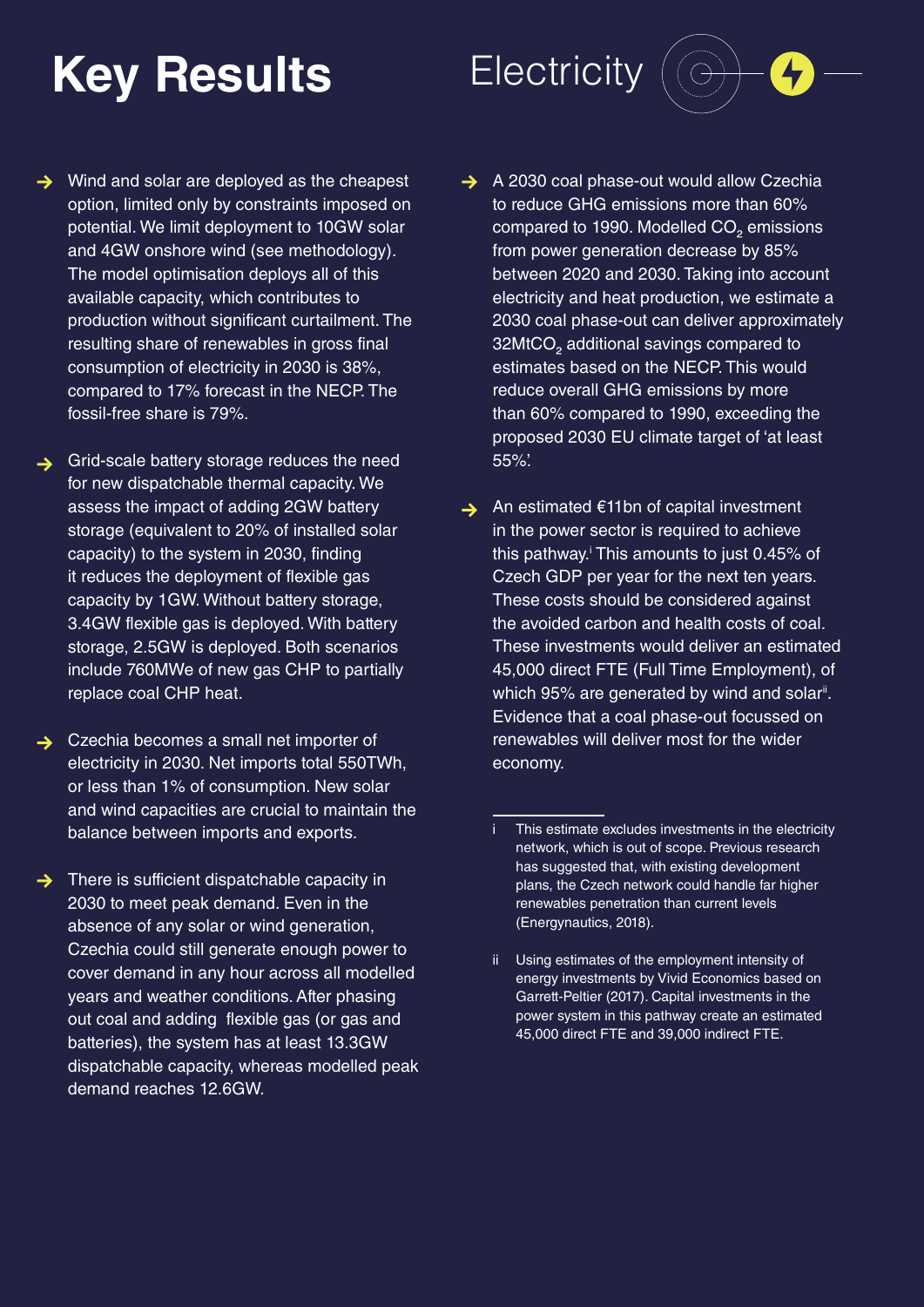# Key Results

## Electricity

- Wind and solar are deployed as the cheapest option, limited only by constraints imposed on potential. We limit deployment to 10GW solar and 4GW onshore wind (see methodology). The model optimisation deploys all of this available capacity, which contributes to production without significant curtailment. The resulting share of renewables in gross final consumption of electricity in 2030 is 38%, compared to 17% forecast in the NECP. The fossil-free share is 79%.

- Grid-scale battery storage reduces the need for new dispatchable thermal capacity. We assess the impact of adding 2GW battery storage (equivalent to 20% of installed solar capacity) to the system in 2030, finding it reduces the deployment of flexible gas capacity by 1GW. Without battery storage, 3.4GW flexible gas is deployed. With battery storage, 2.5GW is deployed. Both scenarios include 760MWe of new gas CHP to partially replace coal CHP heat.

- Czechia becomes a small net importer of electricity in 2030. Net imports total 550TWh, or less than 1% of consumption. New solar and wind capacities are crucial to maintain the balance between imports and exports.

- There is sufficient dispatchable capacity in 2030 to meet peak demand. Even in the absence of any solar or wind generation, Czechia could still generate enough power to cover demand in any hour across all modelled years and weather conditions. After phasing out coal and adding flexible gas (or gas and batteries), the system has at least 13.3GW dispatchable capacity, whereas modelled peak demand reaches 12.6GW.

- A 2030 coal phase-out would allow Czechia to reduce GHG emissions more than 60% compared to 1990. Modelled $CO_2$ emissions from power generation decrease by 85% between 2020 and 2030. Taking into account electricity and heat production, we estimate a 2030 coal phase-out can deliver approximately 32Mt$CO_2$ additional savings compared to estimates based on the NECP. This would reduce overall GHG emissions by more than 60% compared to 1990, exceeding the proposed 2030 EU climate target of 'at least 55%.'

- An estimated €11bn of capital investment in the power sector is required to achieve this pathway.[i] This amounts to just 0.45% of Czech GDP per year for the next ten years. These costs should be considered against the avoided carbon and health costs of coal. These investments would deliver an estimated 45,000 direct FTE (Full Time Employment), of which 95% are generated by wind and solar[ii]. Evidence that a coal phase-out focussed on renewables will deliver most for the wider economy.

---

i This estimate excludes investments in the electricity network, which is out of scope. Previous research has suggested that, with existing development plans, the Czech network could handle far higher renewables penetration than current levels (Energynautics, 2018).

ii Using estimates of the employment intensity of energy investments by Vivid Economics based on Garrett-Peltier (2017). Capital investments in the power system in this pathway create an estimated 45,000 direct FTE and 39,000 indirect FTE.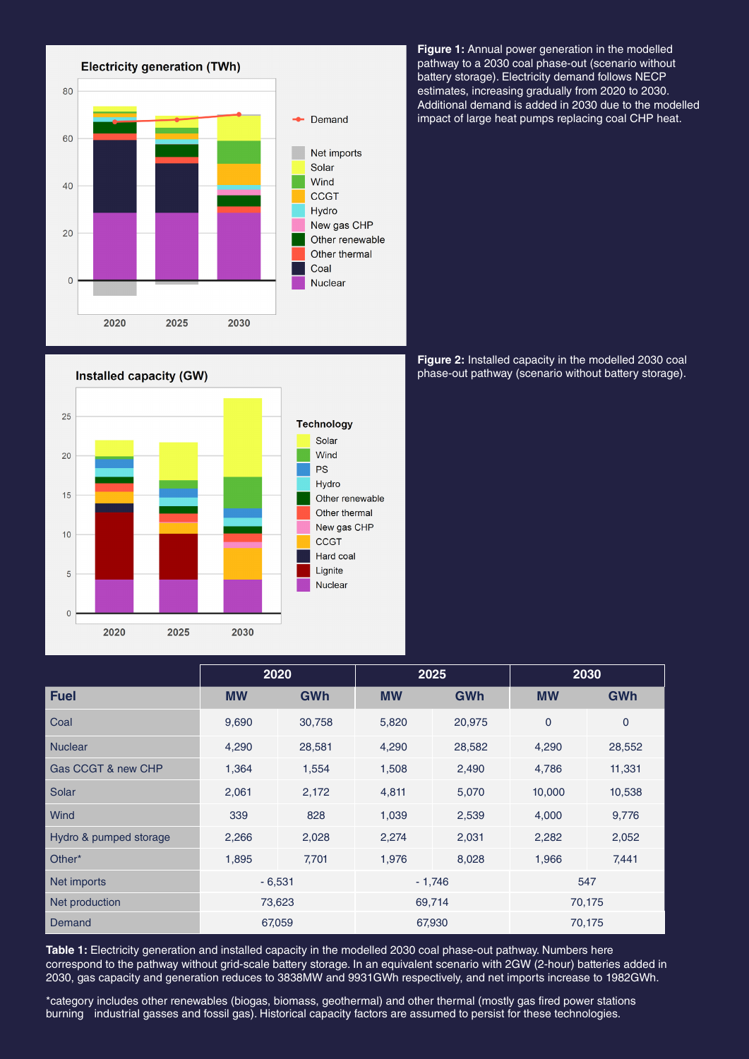**Figure 1:** Annual power generation in the modelled pathway to a 2030 coal phase-out (scenario without battery storage). Electricity demand follows NECP estimates, increasing gradually from 2020 to 2030. Additional demand is added in 2030 due to the modelled impact of large heat pumps replacing coal CHP heat.

**Figure 2:** Installed capacity in the modelled 2030 coal phase-out pathway (scenario without battery storage).

| | 2020 | | 2025 | | 2030 | |
|---|---|---|---|---|---|---|
| **Fuel** | **MW** | **GWh** | **MW** | **GWh** | **MW** | **GWh** |
| Coal | 9,690 | 30,758 | 5,820 | 20,975 | 0 | 0 |
| Nuclear | 4,290 | 28,581 | 4,290 | 28,582 | 4,290 | 28,552 |
| Gas CCGT & new CHP | 1,364 | 1,554 | 1,508 | 2,490 | 4,786 | 11,331 |
| Solar | 2,061 | 2,172 | 4,811 | 5,070 | 10,000 | 10,538 |
| Wind | 339 | 828 | 1,039 | 2,539 | 4,000 | 9,776 |
| Hydro & pumped storage | 2,266 | 2,028 | 2,274 | 2,031 | 2,282 | 2,052 |
| Other* | 1,895 | 7,701 | 1,976 | 8,028 | 1,966 | 7,441 |
| Net imports | - 6,531 | | - 1,746 | | 547 | |
| Net production | 73,623 | | 69,714 | | 70,175 | |
| Demand | 67,059 | | 67,930 | | 70,175 | |

**Table 1:** Electricity generation and installed capacity in the modelled 2030 coal phase-out pathway. Numbers here correspond to the pathway without grid-scale battery storage. In an equivalent scenario with 2GW (2-hour) batteries added in 2030, gas capacity and generation reduces to 3838MW and 9931GWh respectively, and net imports increase to 1982GWh.

*category includes other renewables (biogas, biomass, geothermal) and other thermal (mostly gas fired power stations burning industrial gasses and fossil gas). Historical capacity factors are assumed to persist for these technologies.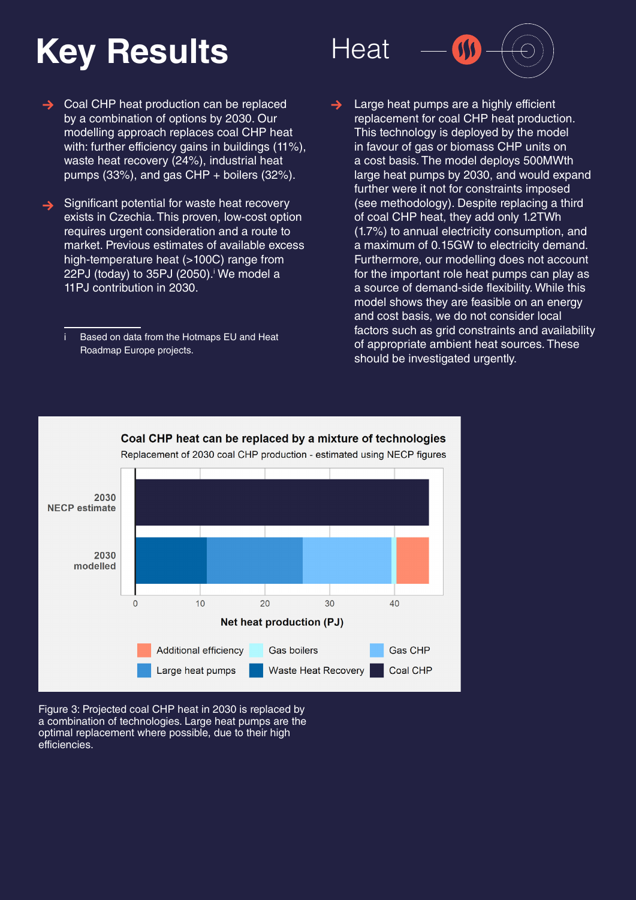# Key Results

## Heat

- Coal CHP heat production can be replaced by a combination of options by 2030. Our modelling approach replaces coal CHP heat with: further efficiency gains in buildings (11%), waste heat recovery (24%), industrial heat pumps (33%), and gas CHP + boilers (32%).

- Significant potential for waste heat recovery exists in Czechia. This proven, low-cost option requires urgent consideration and a route to market. Previous estimates of available excess high-temperature heat (>100C) range from 22PJ (today) to 35PJ (2050).[i] We model a 11PJ contribution in 2030.

- Large heat pumps are a highly efficient replacement for coal CHP heat production. This technology is deployed by the model in favour of gas or biomass CHP units on a cost basis. The model deploys 500MWth large heat pumps by 2030, and would expand further were it not for constraints imposed (see methodology). Despite replacing a third of coal CHP heat, they add only 1.2TWh (1.7%) to annual electricity consumption, and a maximum of 0.15GW to electricity demand. Furthermore, our modelling does not account for the important role heat pumps can play as a source of demand-side flexibility. While this model shows they are feasible on an energy and cost basis, we do not consider local factors such as grid constraints and availability of appropriate ambient heat sources. These should be investigated urgently.

i Based on data from the Hotmaps EU and Heat Roadmap Europe projects.

**Coal CHP heat can be replaced by a mixture of technologies**

Replacement of 2030 coal CHP production - estimated using NECP figures

Figure 3: Projected coal CHP heat in 2030 is replaced by a combination of technologies. Large heat pumps are the optimal replacement where possible, due to their high efficiencies.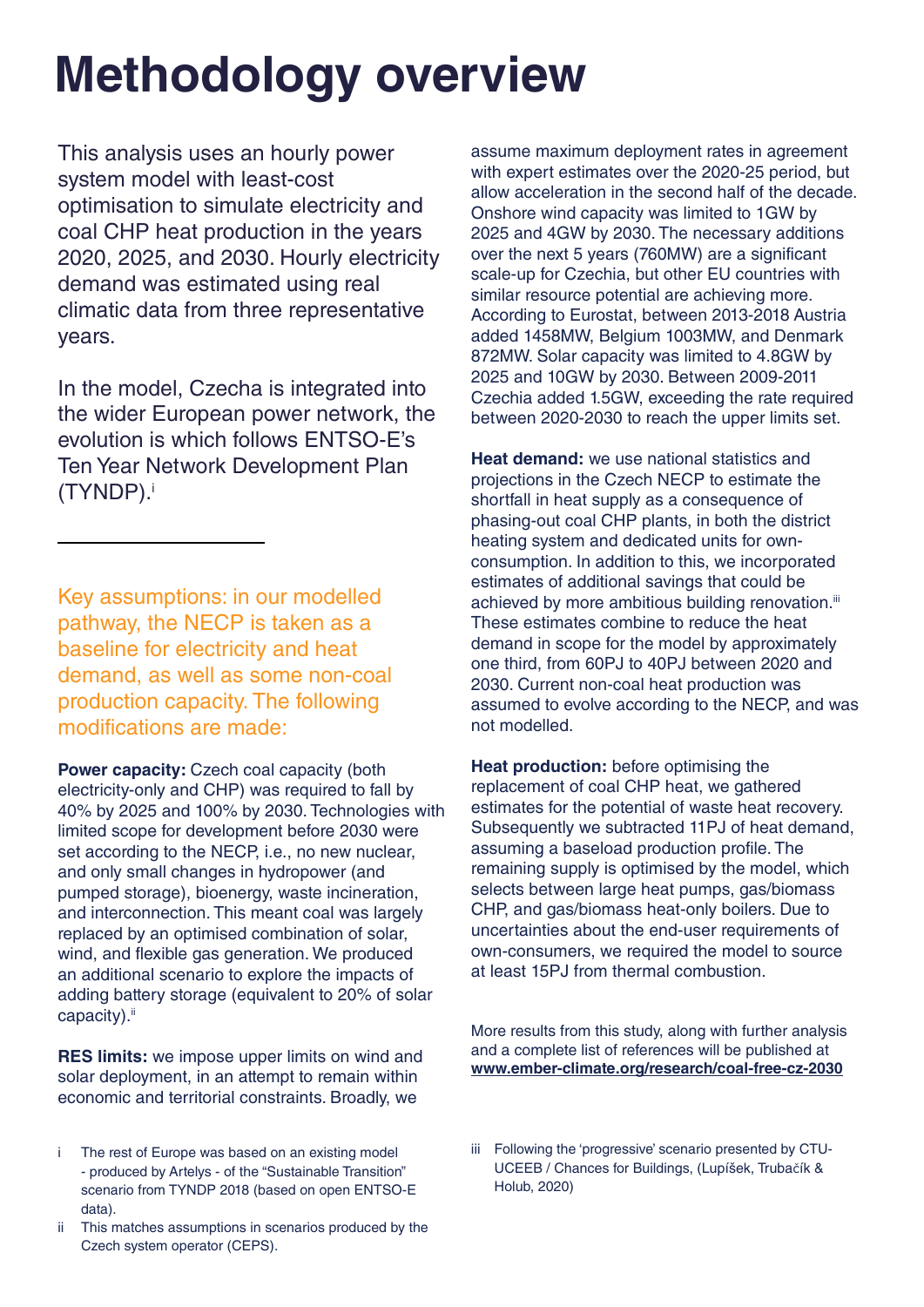# Methodology overview

This analysis uses an hourly power system model with least-cost optimisation to simulate electricity and coal CHP heat production in the years 2020, 2025, and 2030. Hourly electricity demand was estimated using real climatic data from three representative years.

In the model, Czecha is integrated into the wider European power network, the evolution is which follows ENTSO-E's Ten Year Network Development Plan (TYNDP).[i]

---

Key assumptions: in our modelled pathway, the NECP is taken as a baseline for electricity and heat demand, as well as some non-coal production capacity. The following modifications are made:

**Power capacity:** Czech coal capacity (both electricity-only and CHP) was required to fall by 40% by 2025 and 100% by 2030. Technologies with limited scope for development before 2030 were set according to the NECP, i.e., no new nuclear, and only small changes in hydropower (and pumped storage), bioenergy, waste incineration, and interconnection. This meant coal was largely replaced by an optimised combination of solar, wind, and flexible gas generation. We produced an additional scenario to explore the impacts of adding battery storage (equivalent to 20% of solar capacity).[ii]

**RES limits:** we impose upper limits on wind and solar deployment, in an attempt to remain within economic and territorial constraints. Broadly, we assume maximum deployment rates in agreement with expert estimates over the 2020-25 period, but allow acceleration in the second half of the decade. Onshore wind capacity was limited to 1GW by 2025 and 4GW by 2030. The necessary additions over the next 5 years (760MW) are a significant scale-up for Czechia, but other EU countries with similar resource potential are achieving more. According to Eurostat, between 2013-2018 Austria added 1458MW, Belgium 1003MW, and Denmark 872MW. Solar capacity was limited to 4.8GW by 2025 and 10GW by 2030. Between 2009-2011 Czechia added 1.5GW, exceeding the rate required between 2020-2030 to reach the upper limits set.

**Heat demand:** we use national statistics and projections in the Czech NECP to estimate the shortfall in heat supply as a consequence of phasing-out coal CHP plants, in both the district heating system and dedicated units for own-consumption. In addition to this, we incorporated estimates of additional savings that could be achieved by more ambitious building renovation.[iii] These estimates combine to reduce the heat demand in scope for the model by approximately one third, from 60PJ to 40PJ between 2020 and 2030. Current non-coal heat production was assumed to evolve according to the NECP, and was not modelled.

**Heat production:** before optimising the replacement of coal CHP heat, we gathered estimates for the potential of waste heat recovery. Subsequently we subtracted 11PJ of heat demand, assuming a baseload production profile. The remaining supply is optimised by the model, which selects between large heat pumps, gas/biomass CHP, and gas/biomass heat-only boilers. Due to uncertainties about the end-user requirements of own-consumers, we required the model to source at least 15PJ from thermal combustion.

More results from this study, along with further analysis and a complete list of references will be published at **www.ember-climate.org/research/coal-free-cz-2030**

---

i The rest of Europe was based on an existing model - produced by Artelys - of the "Sustainable Transition" scenario from TYNDP 2018 (based on open ENTSO-E data).

ii This matches assumptions in scenarios produced by the Czech system operator (CEPS).

iii Following the 'progressive' scenario presented by CTU-UCEEB / Chances for Buildings, (Lupíšek, Trubačík & Holub, 2020)